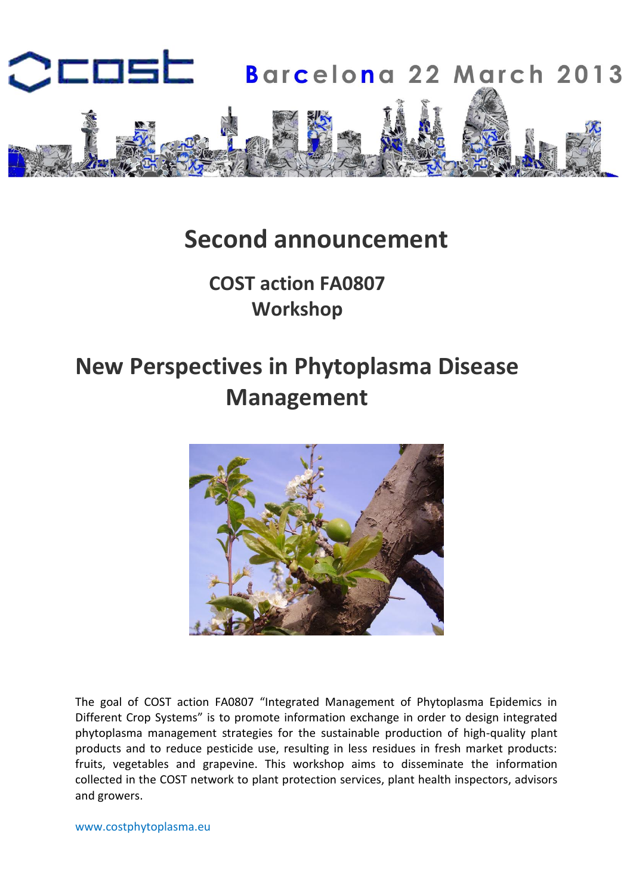cost

Barcelona 22 March 2013

# Second announcement

## COST action FA0807
## Workshop

# New Perspectives in Phytoplasma Disease Management

The goal of COST action FA0807 “Integrated Management of Phytoplasma Epidemics in Different Crop Systems” is to promote information exchange in order to design integrated phytoplasma management strategies for the sustainable production of high-quality plant products and to reduce pesticide use, resulting in less residues in fresh market products: fruits, vegetables and grapevine. This workshop aims to disseminate the information collected in the COST network to plant protection services, plant health inspectors, advisors and growers.

www.costphytoplasma.eu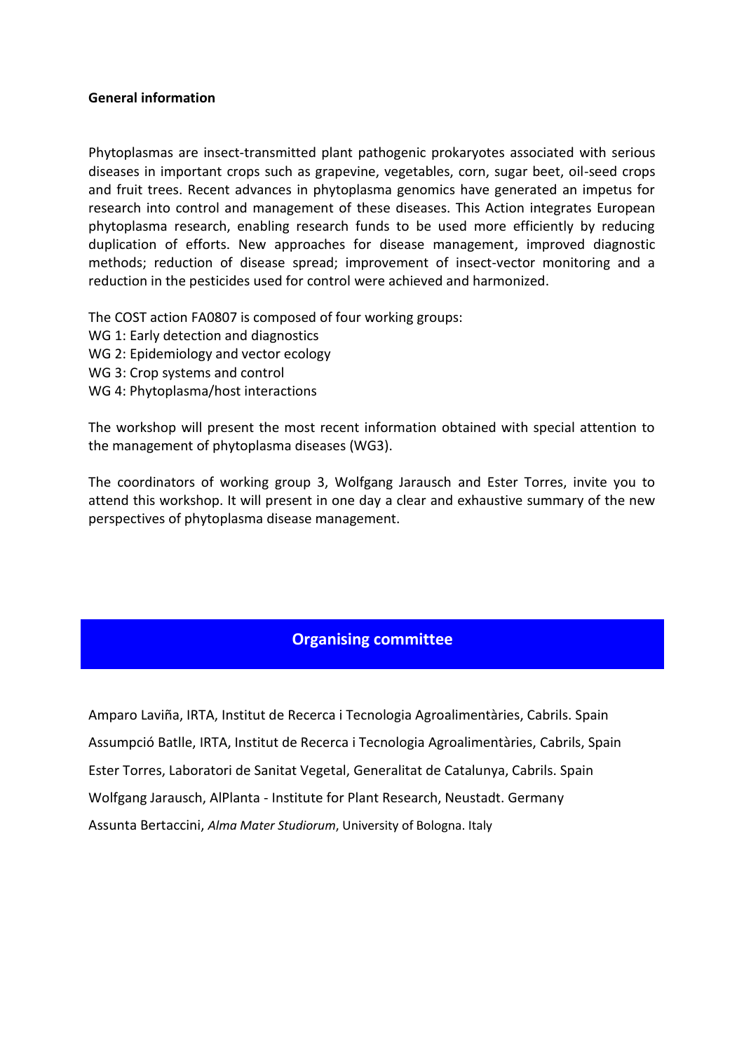**General information**

Phytoplasmas are insect-transmitted plant pathogenic prokaryotes associated with serious diseases in important crops such as grapevine, vegetables, corn, sugar beet, oil-seed crops and fruit trees. Recent advances in phytoplasma genomics have generated an impetus for research into control and management of these diseases. This Action integrates European phytoplasma research, enabling research funds to be used more efficiently by reducing duplication of efforts. New approaches for disease management, improved diagnostic methods; reduction of disease spread; improvement of insect-vector monitoring and a reduction in the pesticides used for control were achieved and harmonized.

The COST action FA0807 is composed of four working groups:
WG 1: Early detection and diagnostics
WG 2: Epidemiology and vector ecology
WG 3: Crop systems and control
WG 4: Phytoplasma/host interactions

The workshop will present the most recent information obtained with special attention to the management of phytoplasma diseases (WG3).

The coordinators of working group 3, Wolfgang Jarausch and Ester Torres, invite you to attend this workshop. It will present in one day a clear and exhaustive summary of the new perspectives of phytoplasma disease management.

## Organising committee

Amparo Laviña, IRTA, Institut de Recerca i Tecnologia Agroalimentàries, Cabrils. Spain

Assumpció Batlle, IRTA, Institut de Recerca i Tecnologia Agroalimentàries, Cabrils, Spain

Ester Torres, Laboratori de Sanitat Vegetal, Generalitat de Catalunya, Cabrils. Spain

Wolfgang Jarausch, AlPlanta - Institute for Plant Research, Neustadt. Germany

Assunta Bertaccini, *Alma Mater Studiorum*, University of Bologna. Italy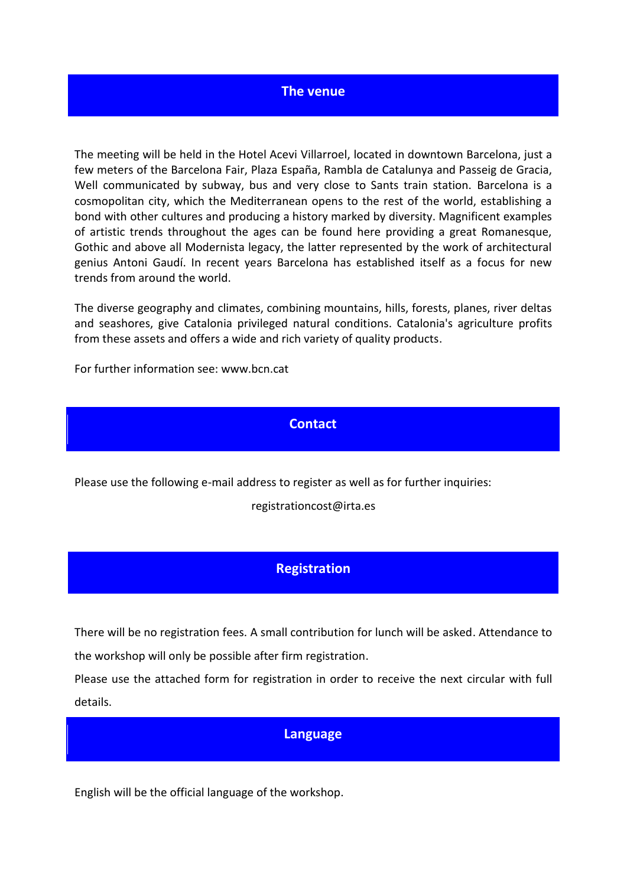## The venue

The meeting will be held in the Hotel Acevi Villarroel, located in downtown Barcelona, just a few meters of the Barcelona Fair, Plaza España, Rambla de Catalunya and Passeig de Gracia, Well communicated by subway, bus and very close to Sants train station. Barcelona is a cosmopolitan city, which the Mediterranean opens to the rest of the world, establishing a bond with other cultures and producing a history marked by diversity. Magnificent examples of artistic trends throughout the ages can be found here providing a great Romanesque, Gothic and above all Modernista legacy, the latter represented by the work of architectural genius Antoni Gaudí. In recent years Barcelona has established itself as a focus for new trends from around the world.

The diverse geography and climates, combining mountains, hills, forests, planes, river deltas and seashores, give Catalonia privileged natural conditions. Catalonia's agriculture profits from these assets and offers a wide and rich variety of quality products.

For further information see: www.bcn.cat

## Contact

Please use the following e-mail address to register as well as for further inquiries:

registrationcost@irta.es

## Registration

There will be no registration fees. A small contribution for lunch will be asked. Attendance to the workshop will only be possible after firm registration.

Please use the attached form for registration in order to receive the next circular with full details.

## Language

English will be the official language of the workshop.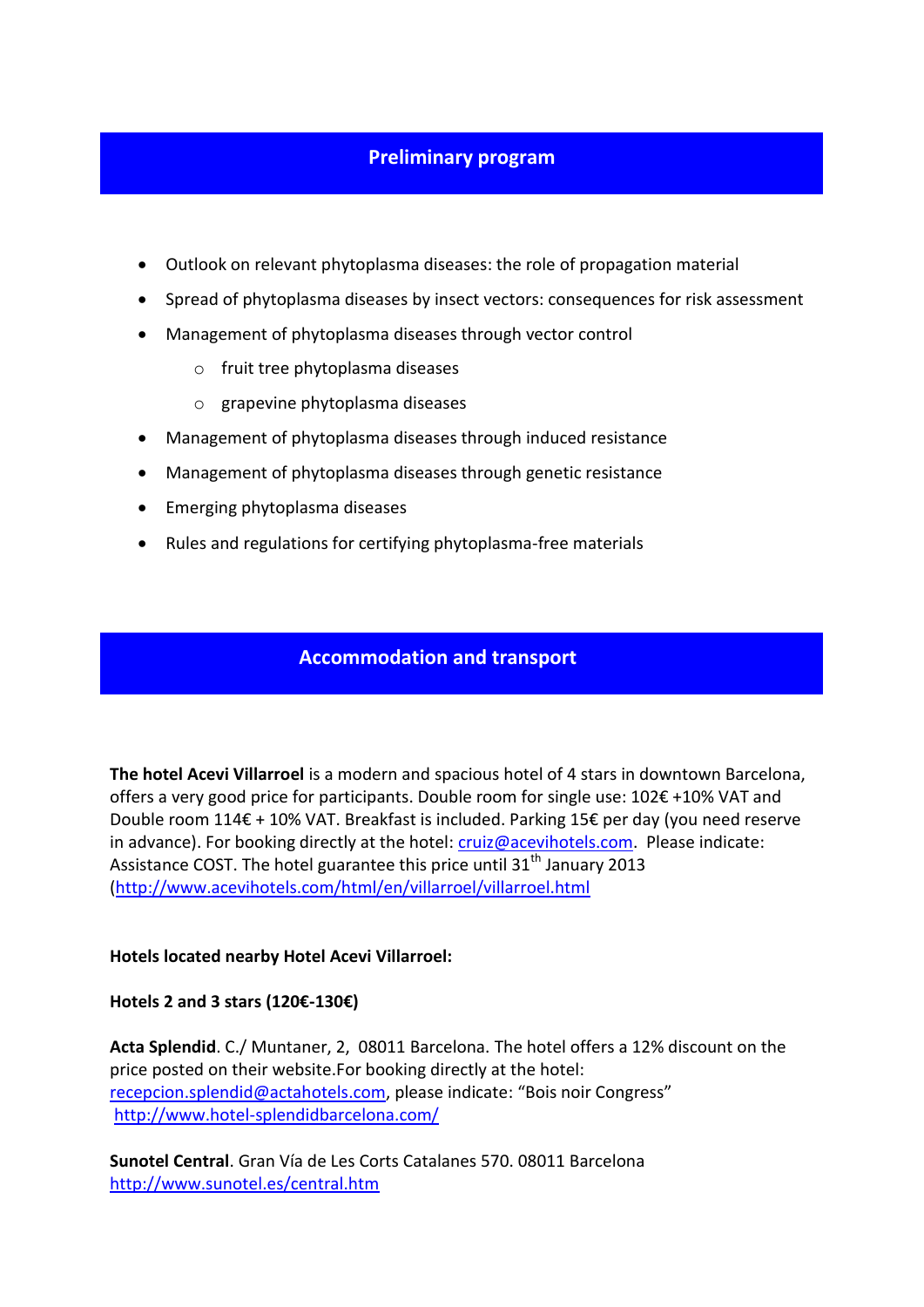## Preliminary program

- Outlook on relevant phytoplasma diseases: the role of propagation material
- Spread of phytoplasma diseases by insect vectors: consequences for risk assessment
- Management of phytoplasma diseases through vector control
  - fruit tree phytoplasma diseases
  - grapevine phytoplasma diseases
- Management of phytoplasma diseases through induced resistance
- Management of phytoplasma diseases through genetic resistance
- Emerging phytoplasma diseases
- Rules and regulations for certifying phytoplasma-free materials

## Accommodation and transport

**The hotel Acevi Villarroel** is a modern and spacious hotel of 4 stars in downtown Barcelona, offers a very good price for participants. Double room for single use: 102€ +10% VAT and Double room 114€ + 10% VAT. Breakfast is included. Parking 15€ per day (you need reserve in advance). For booking directly at the hotel: cruiz@acevihotels.com. Please indicate: Assistance COST. The hotel guarantee this price until 31th January 2013 (http://www.acevihotels.com/html/en/villarroel/villarroel.html

**Hotels located nearby Hotel Acevi Villarroel:**

**Hotels 2 and 3 stars (120€-130€)**

**Acta Splendid**. C./ Muntaner, 2, 08011 Barcelona. The hotel offers a 12% discount on the price posted on their website.For booking directly at the hotel: recepcion.splendid@actahotels.com, please indicate: “Bois noir Congress” http://www.hotel-splendidbarcelona.com/

**Sunotel Central**. Gran Vía de Les Corts Catalanes 570. 08011 Barcelona http://www.sunotel.es/central.htm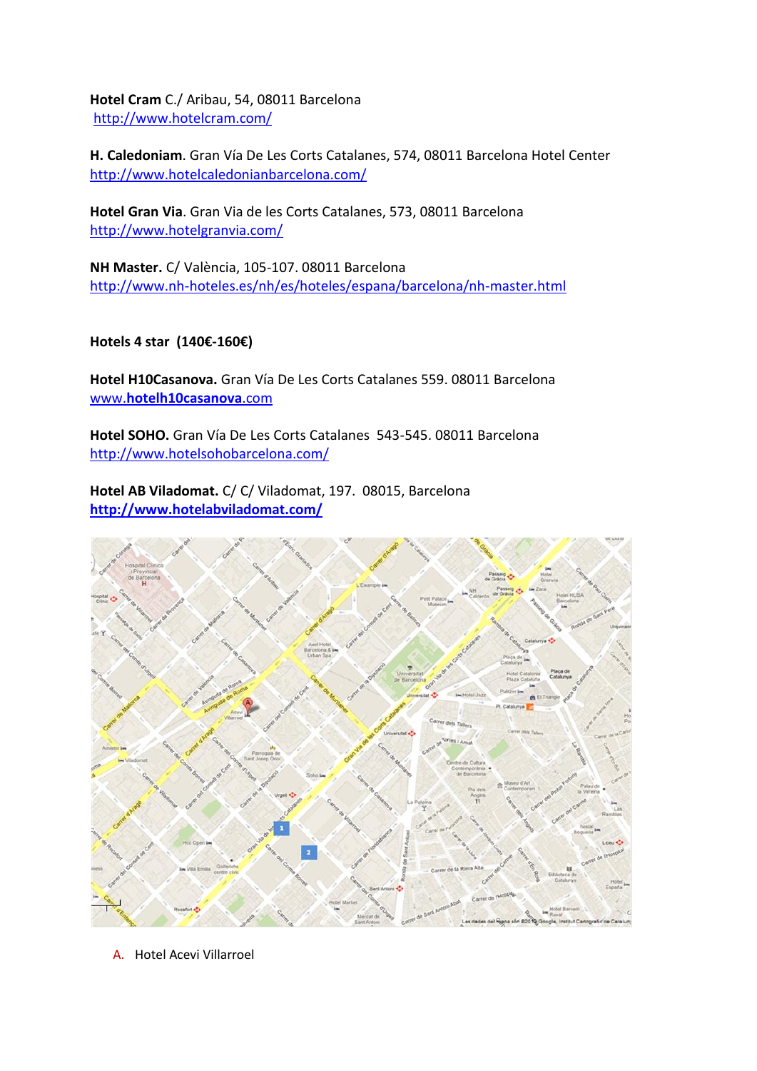**Hotel Cram** C./ Aribau, 54, 08011 Barcelona
http://www.hotelcram.com/

**H. Caledoniam**. Gran Vía De Les Corts Catalanes, 574, 08011 Barcelona Hotel Center
http://www.hotelcaledonianbarcelona.com/

**Hotel Gran Via**. Gran Via de les Corts Catalanes, 573, 08011 Barcelona
http://www.hotelgranvia.com/

**NH Master.** C/ València, 105-107. 08011 Barcelona
http://www.nh-hoteles.es/nh/es/hoteles/espana/barcelona/nh-master.html

**Hotels 4 star (140€-160€)**

**Hotel H10Casanova.** Gran Vía De Les Corts Catalanes 559. 08011 Barcelona
www.**hotelh10casanova**.com

**Hotel SOHO.** Gran Vía De Les Corts Catalanes 543-545. 08011 Barcelona
http://www.hotelsohobarcelona.com/

**Hotel AB Viladomat.** C/ C/ Viladomat, 197. 08015, Barcelona
**http://www.hotelabviladomat.com/**

A. Hotel Acevi Villarroel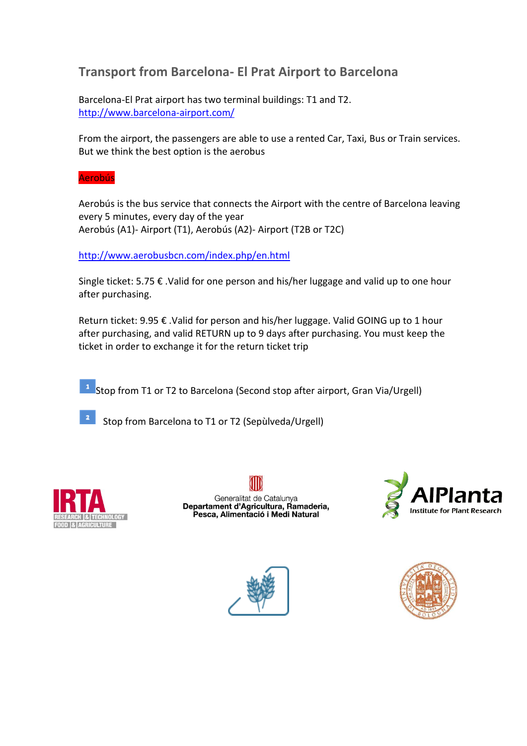## Transport from Barcelona- El Prat Airport to Barcelona

Barcelona-El Prat airport has two terminal buildings: T1 and T2.
http://www.barcelona-airport.com/

From the airport, the passengers are able to use a rented Car, Taxi, Bus or Train services. But we think the best option is the aerobus

### Aerobús

Aerobús is the bus service that connects the Airport with the centre of Barcelona leaving every 5 minutes, every day of the year
Aerobús (A1)- Airport (T1), Aerobús (A2)- Airport (T2B or T2C)

http://www.aerobusbcn.com/index.php/en.html

Single ticket: 5.75 € .Valid for one person and his/her luggage and valid up to one hour after purchasing.

Return ticket: 9.95 € .Valid for person and his/her luggage. Valid GOING up to 1 hour after purchasing, and valid RETURN up to 9 days after purchasing. You must keep the ticket in order to exchange it for the return ticket trip

1. Stop from T1 or T2 to Barcelona (Second stop after airport, Gran Via/Urgell)
2. Stop from Barcelona to T1 or T2 (Sepùlveda/Urgell)

IRTA RESEARCH & TECHNOLOGY FOOD & AGRICULTURE

Generalitat de Catalunya
**Departament d'Agricultura, Ramaderia, Pesca, Alimentació i Medi Natural**

AIPlanta Institute for Plant Research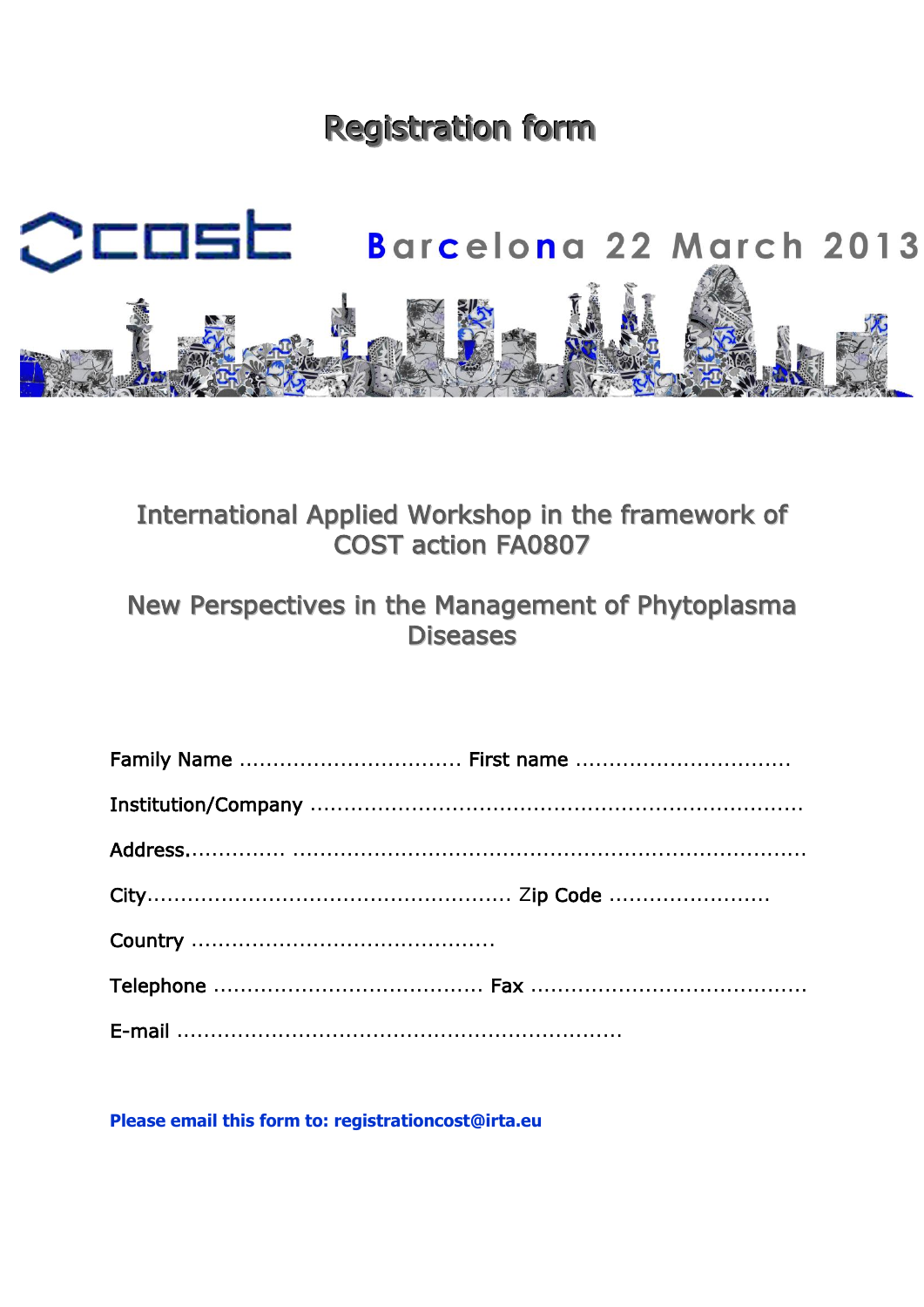# Registration form

cost

Barcelona 22 March 2013

International Applied Workshop in the framework of COST action FA0807

New Perspectives in the Management of Phytoplasma Diseases

Family Name ................................ First name ...............................

Institution/Company .......................................................................

Address............... .........................................................................

City.................................................... Zip Code .......................

Country ............................................

Telephone ...................................... Fax .......................................

E-mail ................................................................

**Please email this form to: registrationcost@irta.eu**